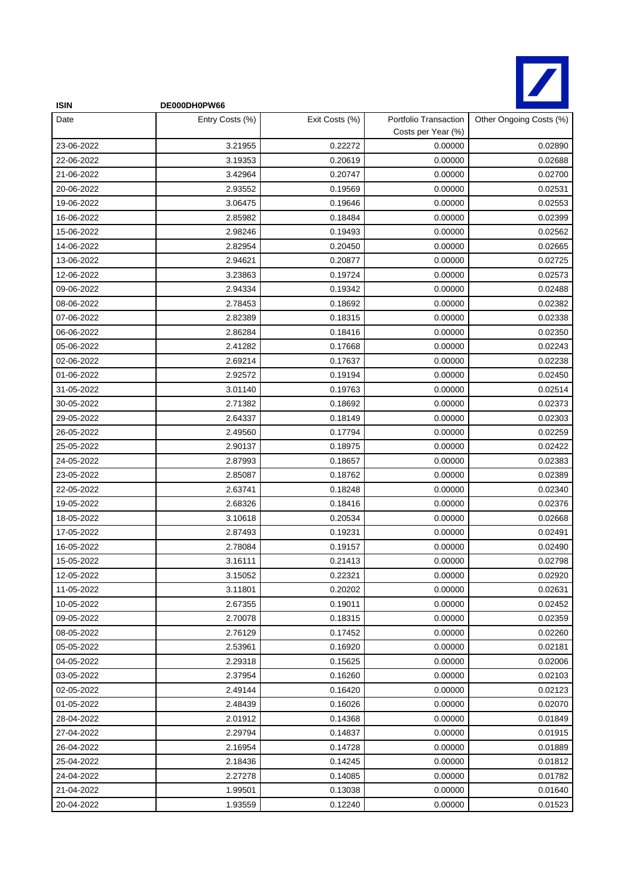**ISIN** DE000DH0PW66

| Date | Entry Costs (%) | Exit Costs (%) | Portfolio Transaction Costs per Year (%) | Other Ongoing Costs (%) |
|---|---|---|---|---|
| 23-06-2022 | 3.21955 | 0.22272 | 0.00000 | 0.02890 |
| 22-06-2022 | 3.19353 | 0.20619 | 0.00000 | 0.02688 |
| 21-06-2022 | 3.42964 | 0.20747 | 0.00000 | 0.02700 |
| 20-06-2022 | 2.93552 | 0.19569 | 0.00000 | 0.02531 |
| 19-06-2022 | 3.06475 | 0.19646 | 0.00000 | 0.02553 |
| 16-06-2022 | 2.85982 | 0.18484 | 0.00000 | 0.02399 |
| 15-06-2022 | 2.98246 | 0.19493 | 0.00000 | 0.02562 |
| 14-06-2022 | 2.82954 | 0.20450 | 0.00000 | 0.02665 |
| 13-06-2022 | 2.94621 | 0.20877 | 0.00000 | 0.02725 |
| 12-06-2022 | 3.23863 | 0.19724 | 0.00000 | 0.02573 |
| 09-06-2022 | 2.94334 | 0.19342 | 0.00000 | 0.02488 |
| 08-06-2022 | 2.78453 | 0.18692 | 0.00000 | 0.02382 |
| 07-06-2022 | 2.82389 | 0.18315 | 0.00000 | 0.02338 |
| 06-06-2022 | 2.86284 | 0.18416 | 0.00000 | 0.02350 |
| 05-06-2022 | 2.41282 | 0.17668 | 0.00000 | 0.02243 |
| 02-06-2022 | 2.69214 | 0.17637 | 0.00000 | 0.02238 |
| 01-06-2022 | 2.92572 | 0.19194 | 0.00000 | 0.02450 |
| 31-05-2022 | 3.01140 | 0.19763 | 0.00000 | 0.02514 |
| 30-05-2022 | 2.71382 | 0.18692 | 0.00000 | 0.02373 |
| 29-05-2022 | 2.64337 | 0.18149 | 0.00000 | 0.02303 |
| 26-05-2022 | 2.49560 | 0.17794 | 0.00000 | 0.02259 |
| 25-05-2022 | 2.90137 | 0.18975 | 0.00000 | 0.02422 |
| 24-05-2022 | 2.87993 | 0.18657 | 0.00000 | 0.02383 |
| 23-05-2022 | 2.85087 | 0.18762 | 0.00000 | 0.02389 |
| 22-05-2022 | 2.63741 | 0.18248 | 0.00000 | 0.02340 |
| 19-05-2022 | 2.68326 | 0.18416 | 0.00000 | 0.02376 |
| 18-05-2022 | 3.10618 | 0.20534 | 0.00000 | 0.02668 |
| 17-05-2022 | 2.87493 | 0.19231 | 0.00000 | 0.02491 |
| 16-05-2022 | 2.78084 | 0.19157 | 0.00000 | 0.02490 |
| 15-05-2022 | 3.16111 | 0.21413 | 0.00000 | 0.02798 |
| 12-05-2022 | 3.15052 | 0.22321 | 0.00000 | 0.02920 |
| 11-05-2022 | 3.11801 | 0.20202 | 0.00000 | 0.02631 |
| 10-05-2022 | 2.67355 | 0.19011 | 0.00000 | 0.02452 |
| 09-05-2022 | 2.70078 | 0.18315 | 0.00000 | 0.02359 |
| 08-05-2022 | 2.76129 | 0.17452 | 0.00000 | 0.02260 |
| 05-05-2022 | 2.53961 | 0.16920 | 0.00000 | 0.02181 |
| 04-05-2022 | 2.29318 | 0.15625 | 0.00000 | 0.02006 |
| 03-05-2022 | 2.37954 | 0.16260 | 0.00000 | 0.02103 |
| 02-05-2022 | 2.49144 | 0.16420 | 0.00000 | 0.02123 |
| 01-05-2022 | 2.48439 | 0.16026 | 0.00000 | 0.02070 |
| 28-04-2022 | 2.01912 | 0.14368 | 0.00000 | 0.01849 |
| 27-04-2022 | 2.29794 | 0.14837 | 0.00000 | 0.01915 |
| 26-04-2022 | 2.16954 | 0.14728 | 0.00000 | 0.01889 |
| 25-04-2022 | 2.18436 | 0.14245 | 0.00000 | 0.01812 |
| 24-04-2022 | 2.27278 | 0.14085 | 0.00000 | 0.01782 |
| 21-04-2022 | 1.99501 | 0.13038 | 0.00000 | 0.01640 |
| 20-04-2022 | 1.93559 | 0.12240 | 0.00000 | 0.01523 |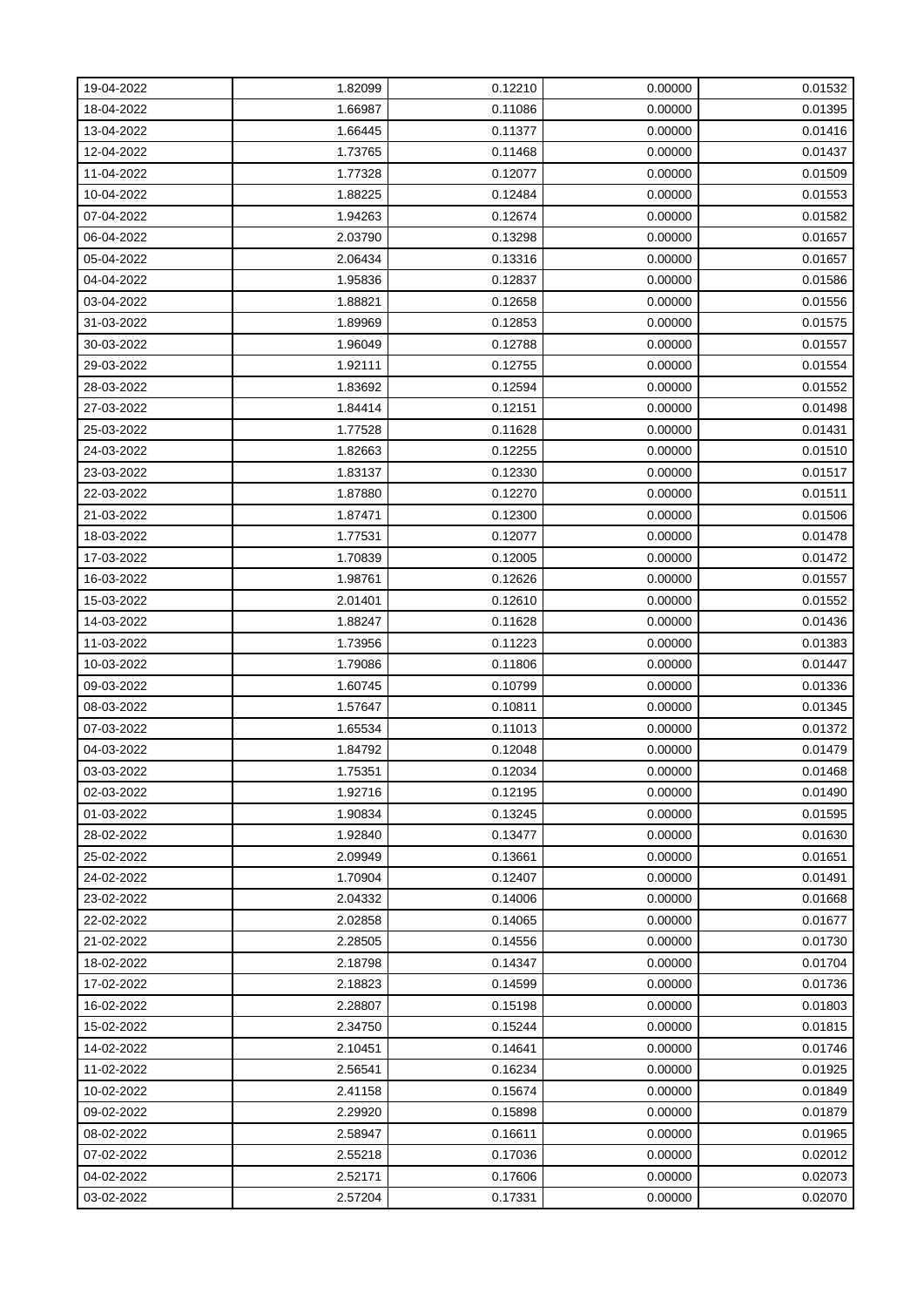| 19-04-2022 | 1.82099 | 0.12210 | 0.00000 | 0.01532 |
|---|---|---|---|---|
| 18-04-2022 | 1.66987 | 0.11086 | 0.00000 | 0.01395 |
| 13-04-2022 | 1.66445 | 0.11377 | 0.00000 | 0.01416 |
| 12-04-2022 | 1.73765 | 0.11468 | 0.00000 | 0.01437 |
| 11-04-2022 | 1.77328 | 0.12077 | 0.00000 | 0.01509 |
| 10-04-2022 | 1.88225 | 0.12484 | 0.00000 | 0.01553 |
| 07-04-2022 | 1.94263 | 0.12674 | 0.00000 | 0.01582 |
| 06-04-2022 | 2.03790 | 0.13298 | 0.00000 | 0.01657 |
| 05-04-2022 | 2.06434 | 0.13316 | 0.00000 | 0.01657 |
| 04-04-2022 | 1.95836 | 0.12837 | 0.00000 | 0.01586 |
| 03-04-2022 | 1.88821 | 0.12658 | 0.00000 | 0.01556 |
| 31-03-2022 | 1.89969 | 0.12853 | 0.00000 | 0.01575 |
| 30-03-2022 | 1.96049 | 0.12788 | 0.00000 | 0.01557 |
| 29-03-2022 | 1.92111 | 0.12755 | 0.00000 | 0.01554 |
| 28-03-2022 | 1.83692 | 0.12594 | 0.00000 | 0.01552 |
| 27-03-2022 | 1.84414 | 0.12151 | 0.00000 | 0.01498 |
| 25-03-2022 | 1.77528 | 0.11628 | 0.00000 | 0.01431 |
| 24-03-2022 | 1.82663 | 0.12255 | 0.00000 | 0.01510 |
| 23-03-2022 | 1.83137 | 0.12330 | 0.00000 | 0.01517 |
| 22-03-2022 | 1.87880 | 0.12270 | 0.00000 | 0.01511 |
| 21-03-2022 | 1.87471 | 0.12300 | 0.00000 | 0.01506 |
| 18-03-2022 | 1.77531 | 0.12077 | 0.00000 | 0.01478 |
| 17-03-2022 | 1.70839 | 0.12005 | 0.00000 | 0.01472 |
| 16-03-2022 | 1.98761 | 0.12626 | 0.00000 | 0.01557 |
| 15-03-2022 | 2.01401 | 0.12610 | 0.00000 | 0.01552 |
| 14-03-2022 | 1.88247 | 0.11628 | 0.00000 | 0.01436 |
| 11-03-2022 | 1.73956 | 0.11223 | 0.00000 | 0.01383 |
| 10-03-2022 | 1.79086 | 0.11806 | 0.00000 | 0.01447 |
| 09-03-2022 | 1.60745 | 0.10799 | 0.00000 | 0.01336 |
| 08-03-2022 | 1.57647 | 0.10811 | 0.00000 | 0.01345 |
| 07-03-2022 | 1.65534 | 0.11013 | 0.00000 | 0.01372 |
| 04-03-2022 | 1.84792 | 0.12048 | 0.00000 | 0.01479 |
| 03-03-2022 | 1.75351 | 0.12034 | 0.00000 | 0.01468 |
| 02-03-2022 | 1.92716 | 0.12195 | 0.00000 | 0.01490 |
| 01-03-2022 | 1.90834 | 0.13245 | 0.00000 | 0.01595 |
| 28-02-2022 | 1.92840 | 0.13477 | 0.00000 | 0.01630 |
| 25-02-2022 | 2.09949 | 0.13661 | 0.00000 | 0.01651 |
| 24-02-2022 | 1.70904 | 0.12407 | 0.00000 | 0.01491 |
| 23-02-2022 | 2.04332 | 0.14006 | 0.00000 | 0.01668 |
| 22-02-2022 | 2.02858 | 0.14065 | 0.00000 | 0.01677 |
| 21-02-2022 | 2.28505 | 0.14556 | 0.00000 | 0.01730 |
| 18-02-2022 | 2.18798 | 0.14347 | 0.00000 | 0.01704 |
| 17-02-2022 | 2.18823 | 0.14599 | 0.00000 | 0.01736 |
| 16-02-2022 | 2.28807 | 0.15198 | 0.00000 | 0.01803 |
| 15-02-2022 | 2.34750 | 0.15244 | 0.00000 | 0.01815 |
| 14-02-2022 | 2.10451 | 0.14641 | 0.00000 | 0.01746 |
| 11-02-2022 | 2.56541 | 0.16234 | 0.00000 | 0.01925 |
| 10-02-2022 | 2.41158 | 0.15674 | 0.00000 | 0.01849 |
| 09-02-2022 | 2.29920 | 0.15898 | 0.00000 | 0.01879 |
| 08-02-2022 | 2.58947 | 0.16611 | 0.00000 | 0.01965 |
| 07-02-2022 | 2.55218 | 0.17036 | 0.00000 | 0.02012 |
| 04-02-2022 | 2.52171 | 0.17606 | 0.00000 | 0.02073 |
| 03-02-2022 | 2.57204 | 0.17331 | 0.00000 | 0.02070 |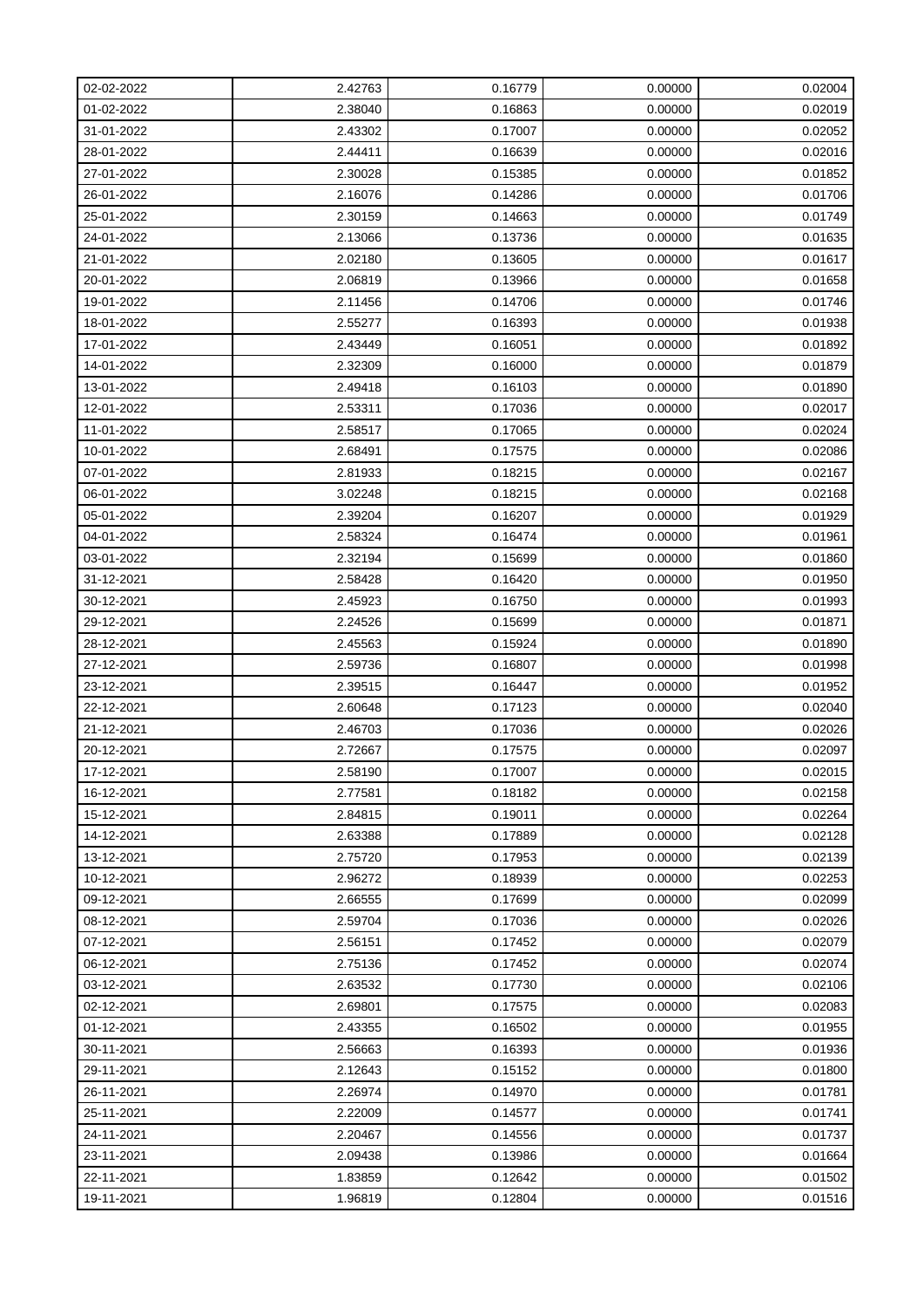| | | | | |
|---|---|---|---|---|
| 02-02-2022 | 2.42763 | 0.16779 | 0.00000 | 0.02004 |
| 01-02-2022 | 2.38040 | 0.16863 | 0.00000 | 0.02019 |
| 31-01-2022 | 2.43302 | 0.17007 | 0.00000 | 0.02052 |
| 28-01-2022 | 2.44411 | 0.16639 | 0.00000 | 0.02016 |
| 27-01-2022 | 2.30028 | 0.15385 | 0.00000 | 0.01852 |
| 26-01-2022 | 2.16076 | 0.14286 | 0.00000 | 0.01706 |
| 25-01-2022 | 2.30159 | 0.14663 | 0.00000 | 0.01749 |
| 24-01-2022 | 2.13066 | 0.13736 | 0.00000 | 0.01635 |
| 21-01-2022 | 2.02180 | 0.13605 | 0.00000 | 0.01617 |
| 20-01-2022 | 2.06819 | 0.13966 | 0.00000 | 0.01658 |
| 19-01-2022 | 2.11456 | 0.14706 | 0.00000 | 0.01746 |
| 18-01-2022 | 2.55277 | 0.16393 | 0.00000 | 0.01938 |
| 17-01-2022 | 2.43449 | 0.16051 | 0.00000 | 0.01892 |
| 14-01-2022 | 2.32309 | 0.16000 | 0.00000 | 0.01879 |
| 13-01-2022 | 2.49418 | 0.16103 | 0.00000 | 0.01890 |
| 12-01-2022 | 2.53311 | 0.17036 | 0.00000 | 0.02017 |
| 11-01-2022 | 2.58517 | 0.17065 | 0.00000 | 0.02024 |
| 10-01-2022 | 2.68491 | 0.17575 | 0.00000 | 0.02086 |
| 07-01-2022 | 2.81933 | 0.18215 | 0.00000 | 0.02167 |
| 06-01-2022 | 3.02248 | 0.18215 | 0.00000 | 0.02168 |
| 05-01-2022 | 2.39204 | 0.16207 | 0.00000 | 0.01929 |
| 04-01-2022 | 2.58324 | 0.16474 | 0.00000 | 0.01961 |
| 03-01-2022 | 2.32194 | 0.15699 | 0.00000 | 0.01860 |
| 31-12-2021 | 2.58428 | 0.16420 | 0.00000 | 0.01950 |
| 30-12-2021 | 2.45923 | 0.16750 | 0.00000 | 0.01993 |
| 29-12-2021 | 2.24526 | 0.15699 | 0.00000 | 0.01871 |
| 28-12-2021 | 2.45563 | 0.15924 | 0.00000 | 0.01890 |
| 27-12-2021 | 2.59736 | 0.16807 | 0.00000 | 0.01998 |
| 23-12-2021 | 2.39515 | 0.16447 | 0.00000 | 0.01952 |
| 22-12-2021 | 2.60648 | 0.17123 | 0.00000 | 0.02040 |
| 21-12-2021 | 2.46703 | 0.17036 | 0.00000 | 0.02026 |
| 20-12-2021 | 2.72667 | 0.17575 | 0.00000 | 0.02097 |
| 17-12-2021 | 2.58190 | 0.17007 | 0.00000 | 0.02015 |
| 16-12-2021 | 2.77581 | 0.18182 | 0.00000 | 0.02158 |
| 15-12-2021 | 2.84815 | 0.19011 | 0.00000 | 0.02264 |
| 14-12-2021 | 2.63388 | 0.17889 | 0.00000 | 0.02128 |
| 13-12-2021 | 2.75720 | 0.17953 | 0.00000 | 0.02139 |
| 10-12-2021 | 2.96272 | 0.18939 | 0.00000 | 0.02253 |
| 09-12-2021 | 2.66555 | 0.17699 | 0.00000 | 0.02099 |
| 08-12-2021 | 2.59704 | 0.17036 | 0.00000 | 0.02026 |
| 07-12-2021 | 2.56151 | 0.17452 | 0.00000 | 0.02079 |
| 06-12-2021 | 2.75136 | 0.17452 | 0.00000 | 0.02074 |
| 03-12-2021 | 2.63532 | 0.17730 | 0.00000 | 0.02106 |
| 02-12-2021 | 2.69801 | 0.17575 | 0.00000 | 0.02083 |
| 01-12-2021 | 2.43355 | 0.16502 | 0.00000 | 0.01955 |
| 30-11-2021 | 2.56663 | 0.16393 | 0.00000 | 0.01936 |
| 29-11-2021 | 2.12643 | 0.15152 | 0.00000 | 0.01800 |
| 26-11-2021 | 2.26974 | 0.14970 | 0.00000 | 0.01781 |
| 25-11-2021 | 2.22009 | 0.14577 | 0.00000 | 0.01741 |
| 24-11-2021 | 2.20467 | 0.14556 | 0.00000 | 0.01737 |
| 23-11-2021 | 2.09438 | 0.13986 | 0.00000 | 0.01664 |
| 22-11-2021 | 1.83859 | 0.12642 | 0.00000 | 0.01502 |
| 19-11-2021 | 1.96819 | 0.12804 | 0.00000 | 0.01516 |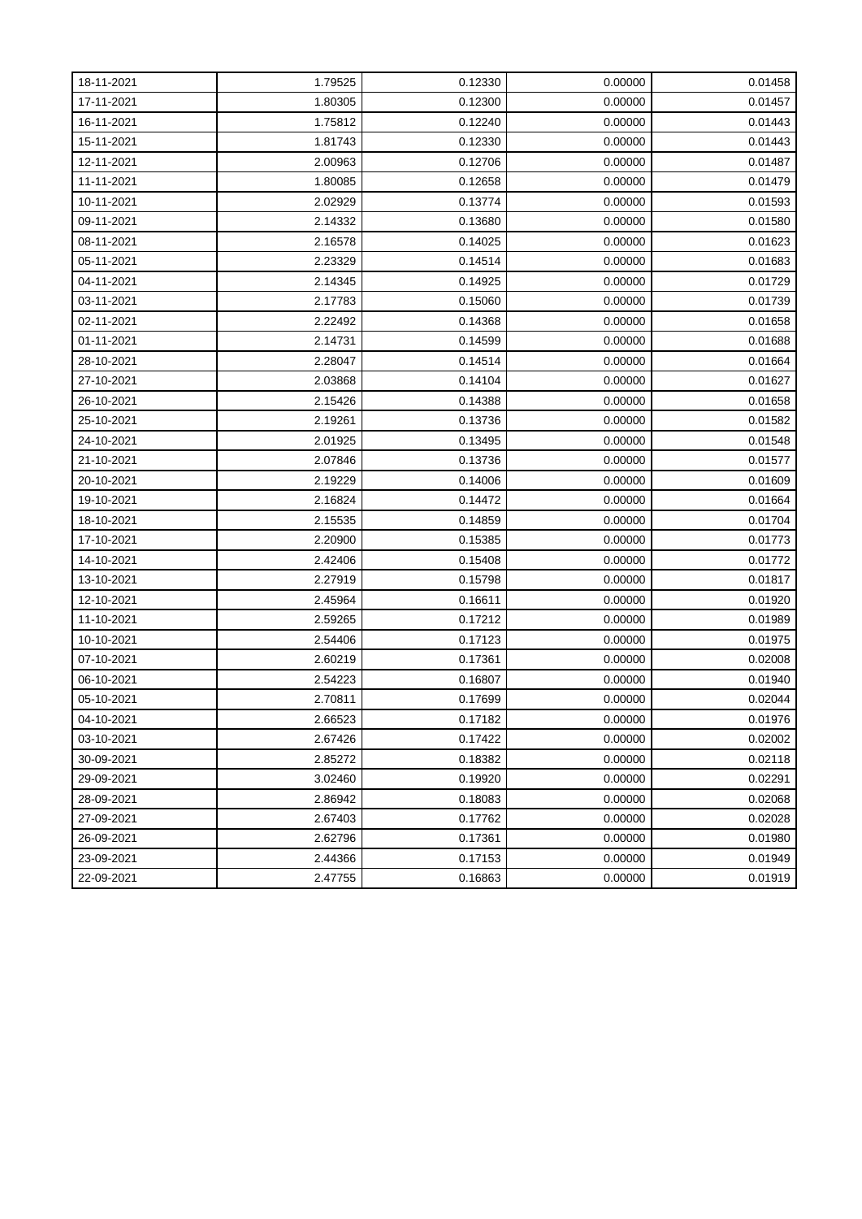| | | | | |
|---|---|---|---|---|
| 18-11-2021 | 1.79525 | 0.12330 | 0.00000 | 0.01458 |
| 17-11-2021 | 1.80305 | 0.12300 | 0.00000 | 0.01457 |
| 16-11-2021 | 1.75812 | 0.12240 | 0.00000 | 0.01443 |
| 15-11-2021 | 1.81743 | 0.12330 | 0.00000 | 0.01443 |
| 12-11-2021 | 2.00963 | 0.12706 | 0.00000 | 0.01487 |
| 11-11-2021 | 1.80085 | 0.12658 | 0.00000 | 0.01479 |
| 10-11-2021 | 2.02929 | 0.13774 | 0.00000 | 0.01593 |
| 09-11-2021 | 2.14332 | 0.13680 | 0.00000 | 0.01580 |
| 08-11-2021 | 2.16578 | 0.14025 | 0.00000 | 0.01623 |
| 05-11-2021 | 2.23329 | 0.14514 | 0.00000 | 0.01683 |
| 04-11-2021 | 2.14345 | 0.14925 | 0.00000 | 0.01729 |
| 03-11-2021 | 2.17783 | 0.15060 | 0.00000 | 0.01739 |
| 02-11-2021 | 2.22492 | 0.14368 | 0.00000 | 0.01658 |
| 01-11-2021 | 2.14731 | 0.14599 | 0.00000 | 0.01688 |
| 28-10-2021 | 2.28047 | 0.14514 | 0.00000 | 0.01664 |
| 27-10-2021 | 2.03868 | 0.14104 | 0.00000 | 0.01627 |
| 26-10-2021 | 2.15426 | 0.14388 | 0.00000 | 0.01658 |
| 25-10-2021 | 2.19261 | 0.13736 | 0.00000 | 0.01582 |
| 24-10-2021 | 2.01925 | 0.13495 | 0.00000 | 0.01548 |
| 21-10-2021 | 2.07846 | 0.13736 | 0.00000 | 0.01577 |
| 20-10-2021 | 2.19229 | 0.14006 | 0.00000 | 0.01609 |
| 19-10-2021 | 2.16824 | 0.14472 | 0.00000 | 0.01664 |
| 18-10-2021 | 2.15535 | 0.14859 | 0.00000 | 0.01704 |
| 17-10-2021 | 2.20900 | 0.15385 | 0.00000 | 0.01773 |
| 14-10-2021 | 2.42406 | 0.15408 | 0.00000 | 0.01772 |
| 13-10-2021 | 2.27919 | 0.15798 | 0.00000 | 0.01817 |
| 12-10-2021 | 2.45964 | 0.16611 | 0.00000 | 0.01920 |
| 11-10-2021 | 2.59265 | 0.17212 | 0.00000 | 0.01989 |
| 10-10-2021 | 2.54406 | 0.17123 | 0.00000 | 0.01975 |
| 07-10-2021 | 2.60219 | 0.17361 | 0.00000 | 0.02008 |
| 06-10-2021 | 2.54223 | 0.16807 | 0.00000 | 0.01940 |
| 05-10-2021 | 2.70811 | 0.17699 | 0.00000 | 0.02044 |
| 04-10-2021 | 2.66523 | 0.17182 | 0.00000 | 0.01976 |
| 03-10-2021 | 2.67426 | 0.17422 | 0.00000 | 0.02002 |
| 30-09-2021 | 2.85272 | 0.18382 | 0.00000 | 0.02118 |
| 29-09-2021 | 3.02460 | 0.19920 | 0.00000 | 0.02291 |
| 28-09-2021 | 2.86942 | 0.18083 | 0.00000 | 0.02068 |
| 27-09-2021 | 2.67403 | 0.17762 | 0.00000 | 0.02028 |
| 26-09-2021 | 2.62796 | 0.17361 | 0.00000 | 0.01980 |
| 23-09-2021 | 2.44366 | 0.17153 | 0.00000 | 0.01949 |
| 22-09-2021 | 2.47755 | 0.16863 | 0.00000 | 0.01919 |